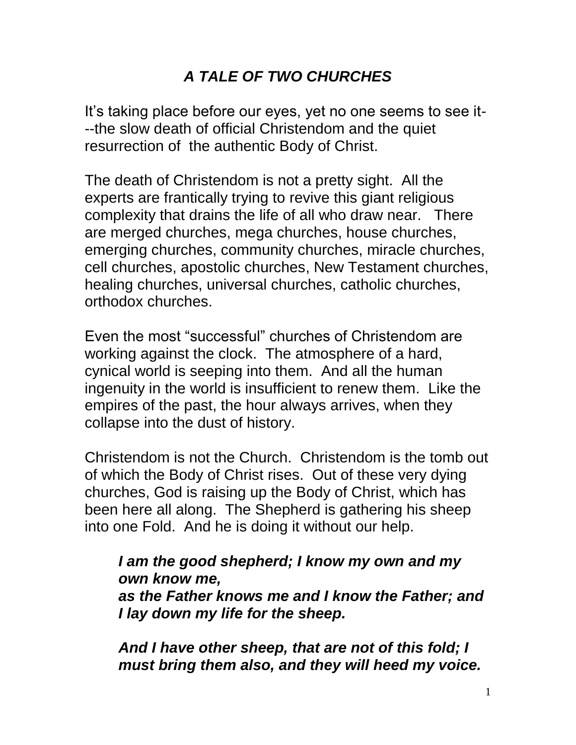# *A TALE OF TWO CHURCHES*

It's taking place before our eyes, yet no one seems to see it---the slow death of official Christendom and the quiet resurrection of the authentic Body of Christ.

The death of Christendom is not a pretty sight. All the experts are frantically trying to revive this giant religious complexity that drains the life of all who draw near. There are merged churches, mega churches, house churches, emerging churches, community churches, miracle churches, cell churches, apostolic churches, New Testament churches, healing churches, universal churches, catholic churches, orthodox churches.

Even the most "successful" churches of Christendom are working against the clock. The atmosphere of a hard, cynical world is seeping into them. And all the human ingenuity in the world is insufficient to renew them. Like the empires of the past, the hour always arrives, when they collapse into the dust of history.

Christendom is not the Church. Christendom is the tomb out of which the Body of Christ rises. Out of these very dying churches, God is raising up the Body of Christ, which has been here all along. The Shepherd is gathering his sheep into one Fold. And he is doing it without our help.

> ***I am the good shepherd; I know my own and my own know me,***
> ***as the Father knows me and I know the Father; and I lay down my life for the sheep.***
>
> ***And I have other sheep, that are not of this fold; I must bring them also, and they will heed my voice.***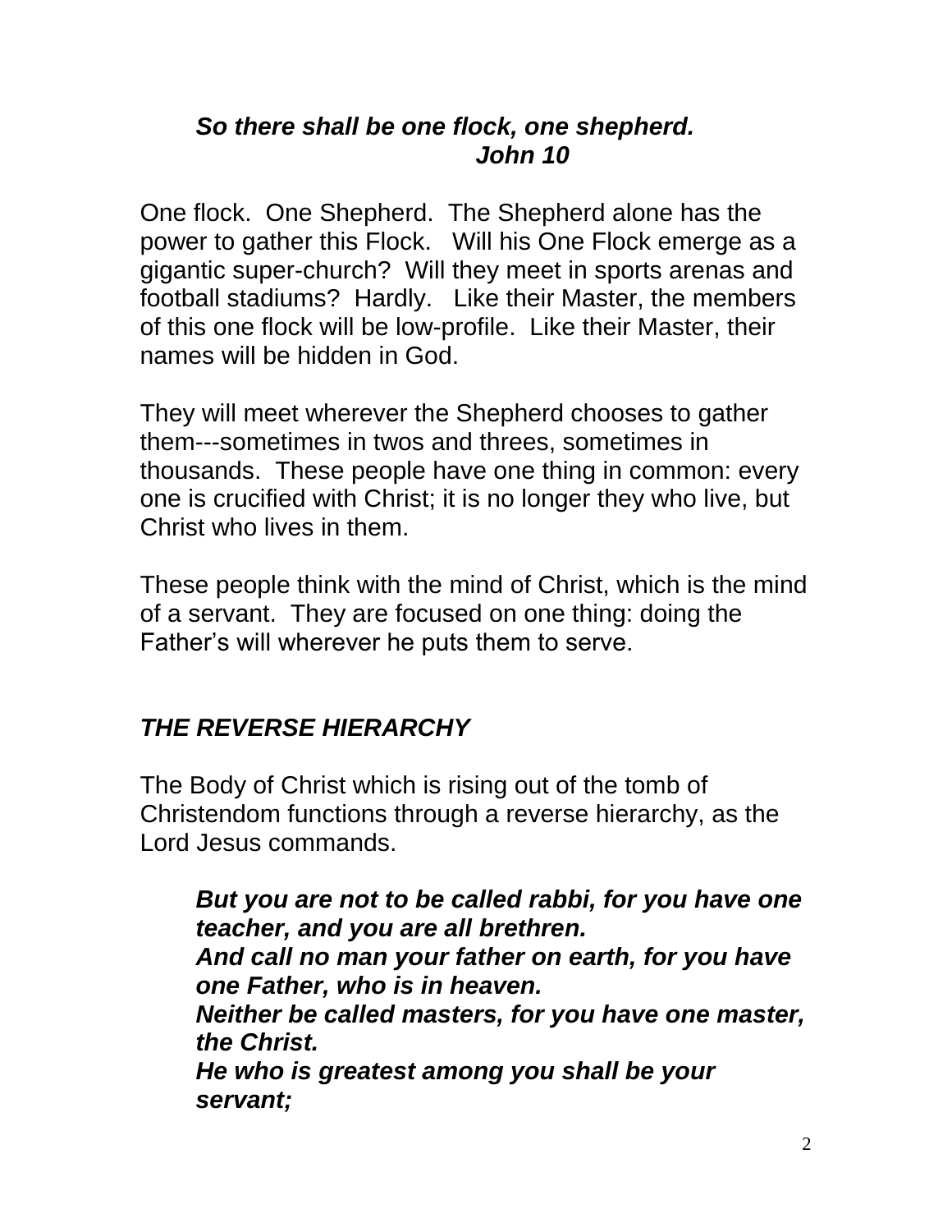***So there shall be one flock, one shepherd.***
***John 10***

One flock. One Shepherd. The Shepherd alone has the power to gather this Flock. Will his One Flock emerge as a gigantic super-church? Will they meet in sports arenas and football stadiums? Hardly. Like their Master, the members of this one flock will be low-profile. Like their Master, their names will be hidden in God.

They will meet wherever the Shepherd chooses to gather them---sometimes in twos and threes, sometimes in thousands. These people have one thing in common: every one is crucified with Christ; it is no longer they who live, but Christ who lives in them.

These people think with the mind of Christ, which is the mind of a servant. They are focused on one thing: doing the Father's will wherever he puts them to serve.

## ***THE REVERSE HIERARCHY***

The Body of Christ which is rising out of the tomb of Christendom functions through a reverse hierarchy, as the Lord Jesus commands.

> ***But you are not to be called rabbi, for you have one teacher, and you are all brethren.***
> ***And call no man your father on earth, for you have one Father, who is in heaven.***
> ***Neither be called masters, for you have one master, the Christ.***
> ***He who is greatest among you shall be your servant;***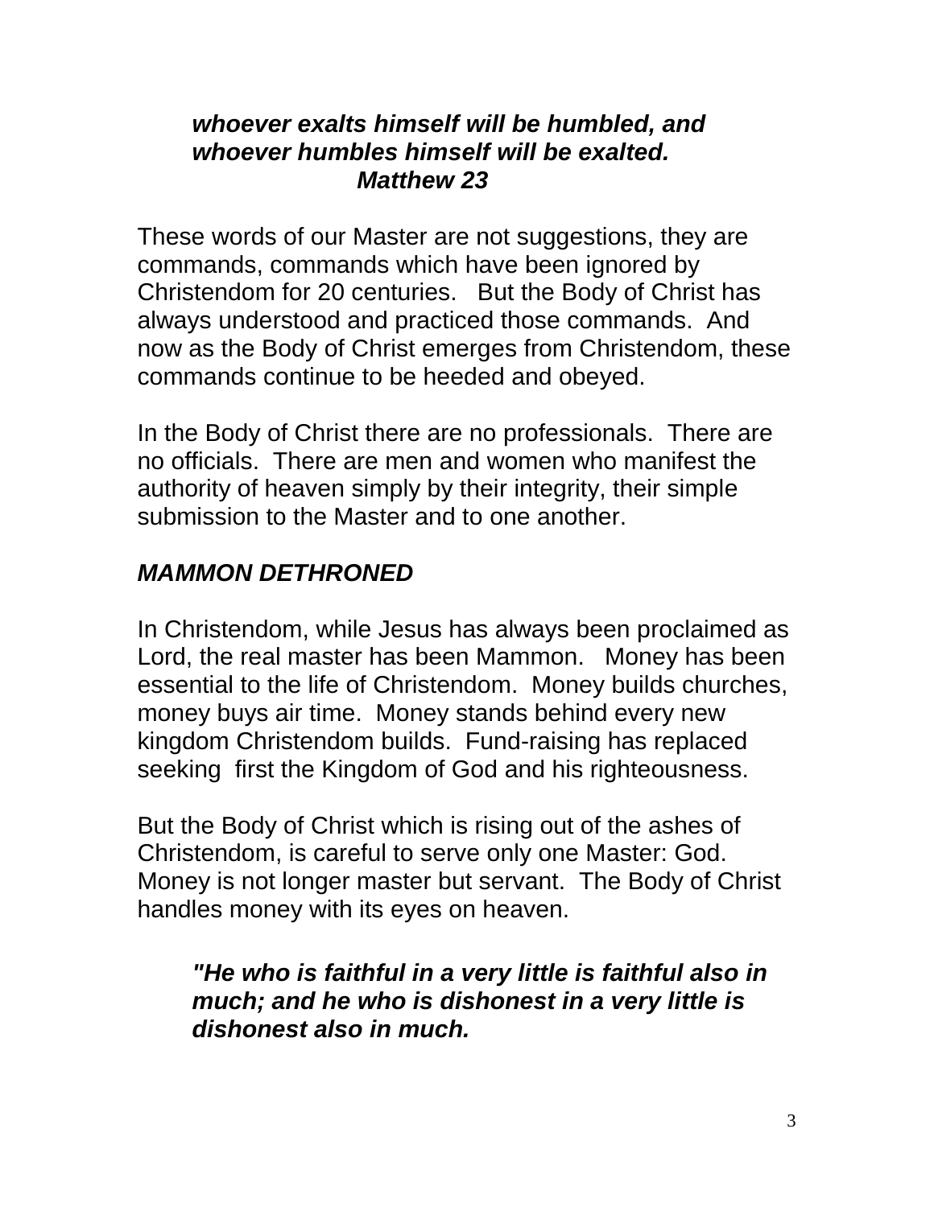> ***whoever exalts himself will be humbled, and whoever humbles himself will be exalted.***
> ***Matthew 23***

These words of our Master are not suggestions, they are commands, commands which have been ignored by Christendom for 20 centuries. But the Body of Christ has always understood and practiced those commands. And now as the Body of Christ emerges from Christendom, these commands continue to be heeded and obeyed.

In the Body of Christ there are no professionals. There are no officials. There are men and women who manifest the authority of heaven simply by their integrity, their simple submission to the Master and to one another.

### *MAMMON DETHRONED*

In Christendom, while Jesus has always been proclaimed as Lord, the real master has been Mammon. Money has been essential to the life of Christendom. Money builds churches, money buys air time. Money stands behind every new kingdom Christendom builds. Fund-raising has replaced seeking first the Kingdom of God and his righteousness.

But the Body of Christ which is rising out of the ashes of Christendom, is careful to serve only one Master: God. Money is not longer master but servant. The Body of Christ handles money with its eyes on heaven.

> ***"He who is faithful in a very little is faithful also in much; and he who is dishonest in a very little is dishonest also in much.***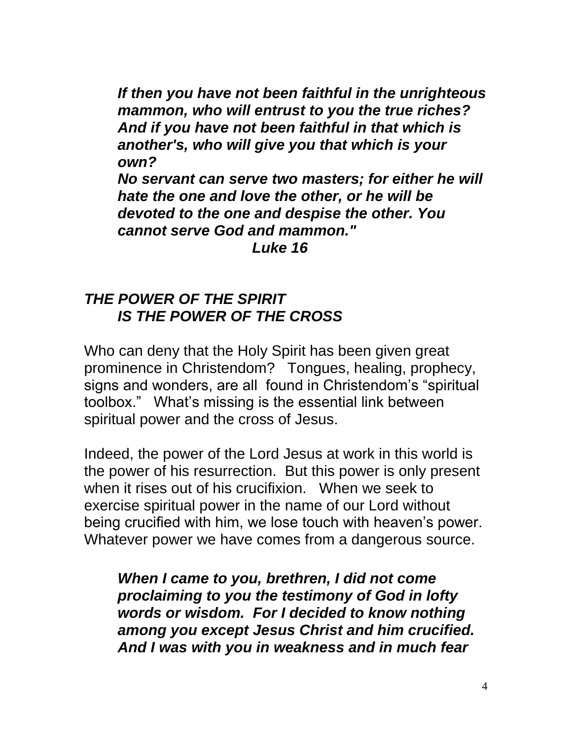*If then you have not been faithful in the unrighteous mammon, who will entrust to you the true riches? And if you have not been faithful in that which is another's, who will give you that which is your own?*
*No servant can serve two masters; for either he will hate the one and love the other, or he will be devoted to the one and despise the other. You cannot serve God and mammon."*
***Luke 16***

## *THE POWER OF THE SPIRIT IS THE POWER OF THE CROSS*

Who can deny that the Holy Spirit has been given great prominence in Christendom? Tongues, healing, prophecy, signs and wonders, are all found in Christendom's "spiritual toolbox." What's missing is the essential link between spiritual power and the cross of Jesus.

Indeed, the power of the Lord Jesus at work in this world is the power of his resurrection. But this power is only present when it rises out of his crucifixion. When we seek to exercise spiritual power in the name of our Lord without being crucified with him, we lose touch with heaven's power. Whatever power we have comes from a dangerous source.

***When I came to you, brethren, I did not come proclaiming to you the testimony of God in lofty words or wisdom. For I decided to know nothing among you except Jesus Christ and him crucified. And I was with you in weakness and in much fear***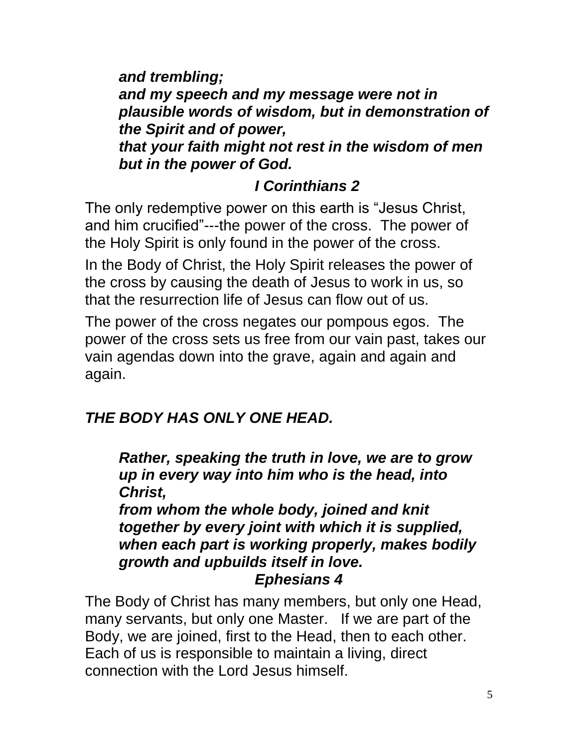> ***and trembling;***
> ***and my speech and my message were not in plausible words of wisdom, but in demonstration of the Spirit and of power,***
> ***that your faith might not rest in the wisdom of men but in the power of God.***
>
> ***I Corinthians 2***

The only redemptive power on this earth is "Jesus Christ, and him crucified"---the power of the cross. The power of the Holy Spirit is only found in the power of the cross.

In the Body of Christ, the Holy Spirit releases the power of the cross by causing the death of Jesus to work in us, so that the resurrection life of Jesus can flow out of us.

The power of the cross negates our pompous egos. The power of the cross sets us free from our vain past, takes our vain agendas down into the grave, again and again and again.

***THE BODY HAS ONLY ONE HEAD.***

> ***Rather, speaking the truth in love, we are to grow up in every way into him who is the head, into Christ,***
> ***from whom the whole body, joined and knit together by every joint with which it is supplied, when each part is working properly, makes bodily growth and upbuilds itself in love.***
>
> ***Ephesians 4***

The Body of Christ has many members, but only one Head, many servants, but only one Master. If we are part of the Body, we are joined, first to the Head, then to each other. Each of us is responsible to maintain a living, direct connection with the Lord Jesus himself.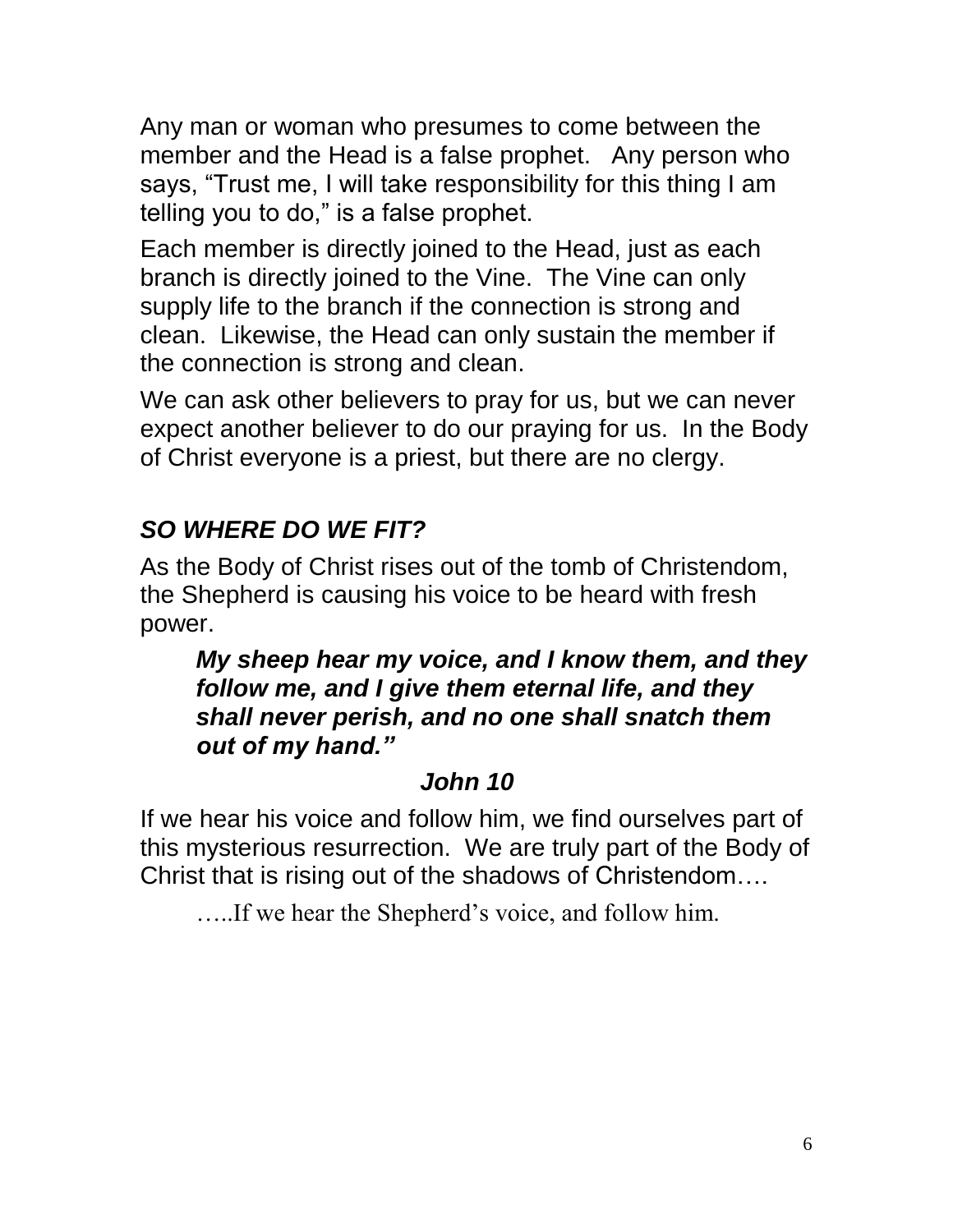Any man or woman who presumes to come between the member and the Head is a false prophet. Any person who says, “Trust me, I will take responsibility for this thing I am telling you to do,” is a false prophet.

Each member is directly joined to the Head, just as each branch is directly joined to the Vine. The Vine can only supply life to the branch if the connection is strong and clean. Likewise, the Head can only sustain the member if the connection is strong and clean.

We can ask other believers to pray for us, but we can never expect another believer to do our praying for us. In the Body of Christ everyone is a priest, but there are no clergy.

## *SO WHERE DO WE FIT?*

As the Body of Christ rises out of the tomb of Christendom, the Shepherd is causing his voice to be heard with fresh power.

> ***My sheep hear my voice, and I know them, and they follow me, and I give them eternal life, and they shall never perish, and no one shall snatch them out of my hand.”***
>
> ***John 10***

If we hear his voice and follow him, we find ourselves part of this mysterious resurrection. We are truly part of the Body of Christ that is rising out of the shadows of Christendom….

…..If we hear the Shepherd’s voice, and follow him.